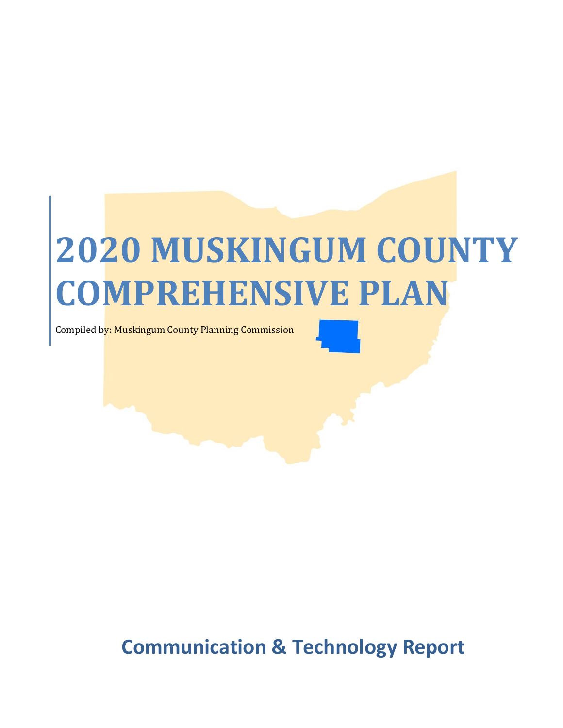# 2020 MUSKINGUM COUNTY COMPREHENSIVE PLAN

Compiled by: Muskingum County Planning Commission

## Communication & Technology Report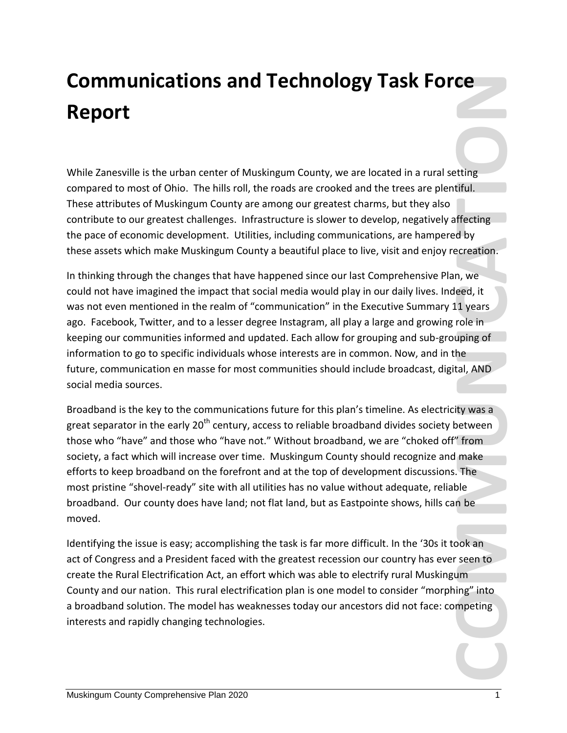# Communications and Technology Task Force Report

While Zanesville is the urban center of Muskingum County, we are located in a rural setting compared to most of Ohio. The hills roll, the roads are crooked and the trees are plentiful. These attributes of Muskingum County are among our greatest charms, but they also contribute to our greatest challenges. Infrastructure is slower to develop, negatively affecting the pace of economic development. Utilities, including communications, are hampered by these assets which make Muskingum County a beautiful place to live, visit and enjoy recreation.

In thinking through the changes that have happened since our last Comprehensive Plan, we could not have imagined the impact that social media would play in our daily lives. Indeed, it was not even mentioned in the realm of "communication" in the Executive Summary 11 years ago. Facebook, Twitter, and to a lesser degree Instagram, all play a large and growing role in keeping our communities informed and updated. Each allow for grouping and sub-grouping of information to go to specific individuals whose interests are in common. Now, and in the future, communication en masse for most communities should include broadcast, digital, AND social media sources.

Broadband is the key to the communications future for this plan's timeline. As electricity was a great separator in the early 20th century, access to reliable broadband divides society between those who "have" and those who "have not." Without broadband, we are "choked off" from society, a fact which will increase over time. Muskingum County should recognize and make efforts to keep broadband on the forefront and at the top of development discussions. The most pristine "shovel-ready" site with all utilities has no value without adequate, reliable broadband. Our county does have land; not flat land, but as Eastpointe shows, hills can be moved.

Identifying the issue is easy; accomplishing the task is far more difficult. In the '30s it took an act of Congress and a President faced with the greatest recession our country has ever seen to create the Rural Electrification Act, an effort which was able to electrify rural Muskingum County and our nation. This rural electrification plan is one model to consider "morphing" into a broadband solution. The model has weaknesses today our ancestors did not face: competing interests and rapidly changing technologies.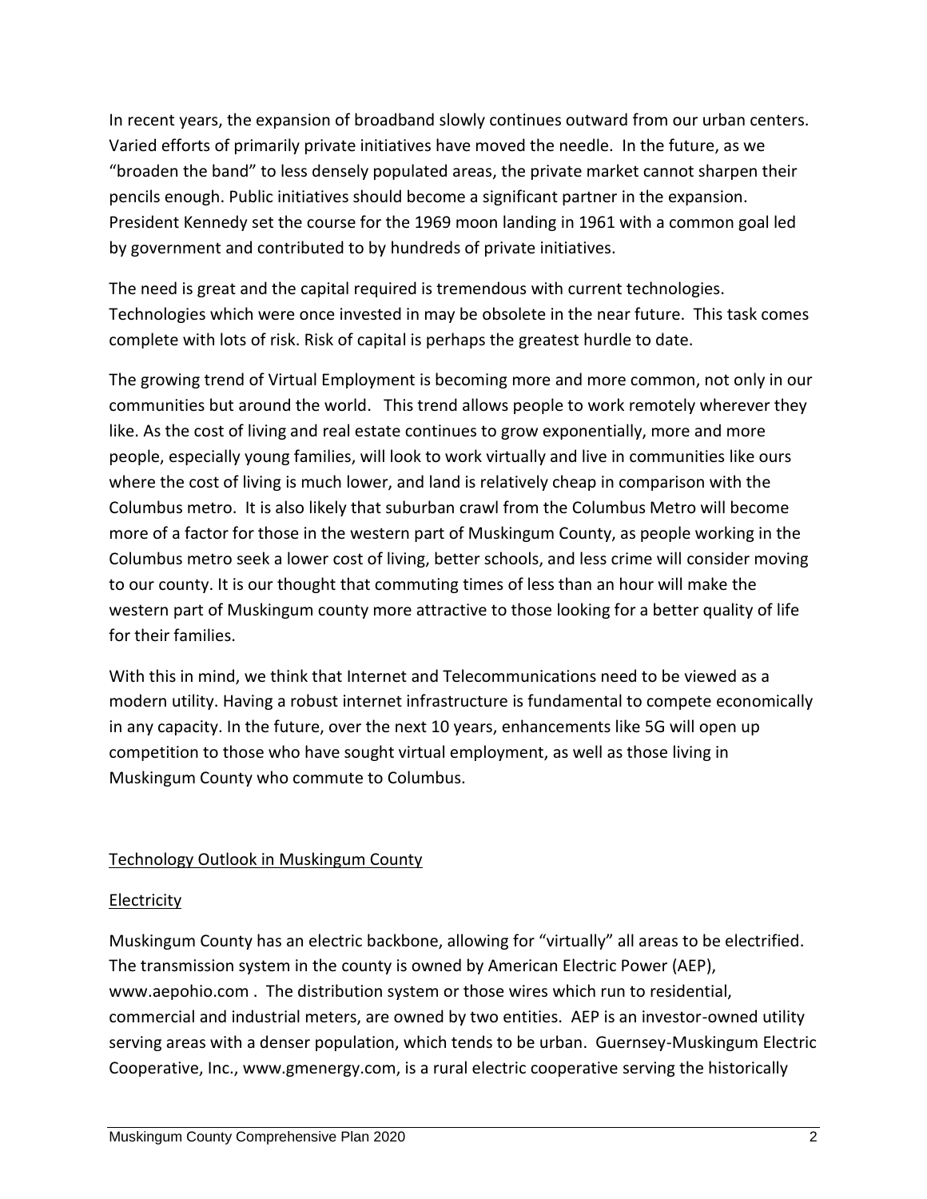In recent years, the expansion of broadband slowly continues outward from our urban centers. Varied efforts of primarily private initiatives have moved the needle. In the future, as we "broaden the band" to less densely populated areas, the private market cannot sharpen their pencils enough. Public initiatives should become a significant partner in the expansion. President Kennedy set the course for the 1969 moon landing in 1961 with a common goal led by government and contributed to by hundreds of private initiatives.

The need is great and the capital required is tremendous with current technologies. Technologies which were once invested in may be obsolete in the near future. This task comes complete with lots of risk. Risk of capital is perhaps the greatest hurdle to date.

The growing trend of Virtual Employment is becoming more and more common, not only in our communities but around the world. This trend allows people to work remotely wherever they like. As the cost of living and real estate continues to grow exponentially, more and more people, especially young families, will look to work virtually and live in communities like ours where the cost of living is much lower, and land is relatively cheap in comparison with the Columbus metro. It is also likely that suburban crawl from the Columbus Metro will become more of a factor for those in the western part of Muskingum County, as people working in the Columbus metro seek a lower cost of living, better schools, and less crime will consider moving to our county. It is our thought that commuting times of less than an hour will make the western part of Muskingum county more attractive to those looking for a better quality of life for their families.

With this in mind, we think that Internet and Telecommunications need to be viewed as a modern utility. Having a robust internet infrastructure is fundamental to compete economically in any capacity. In the future, over the next 10 years, enhancements like 5G will open up competition to those who have sought virtual employment, as well as those living in Muskingum County who commute to Columbus.

## Technology Outlook in Muskingum County

### Electricity

Muskingum County has an electric backbone, allowing for "virtually" all areas to be electrified. The transmission system in the county is owned by American Electric Power (AEP), www.aepohio.com . The distribution system or those wires which run to residential, commercial and industrial meters, are owned by two entities. AEP is an investor-owned utility serving areas with a denser population, which tends to be urban. Guernsey-Muskingum Electric Cooperative, Inc., www.gmenergy.com, is a rural electric cooperative serving the historically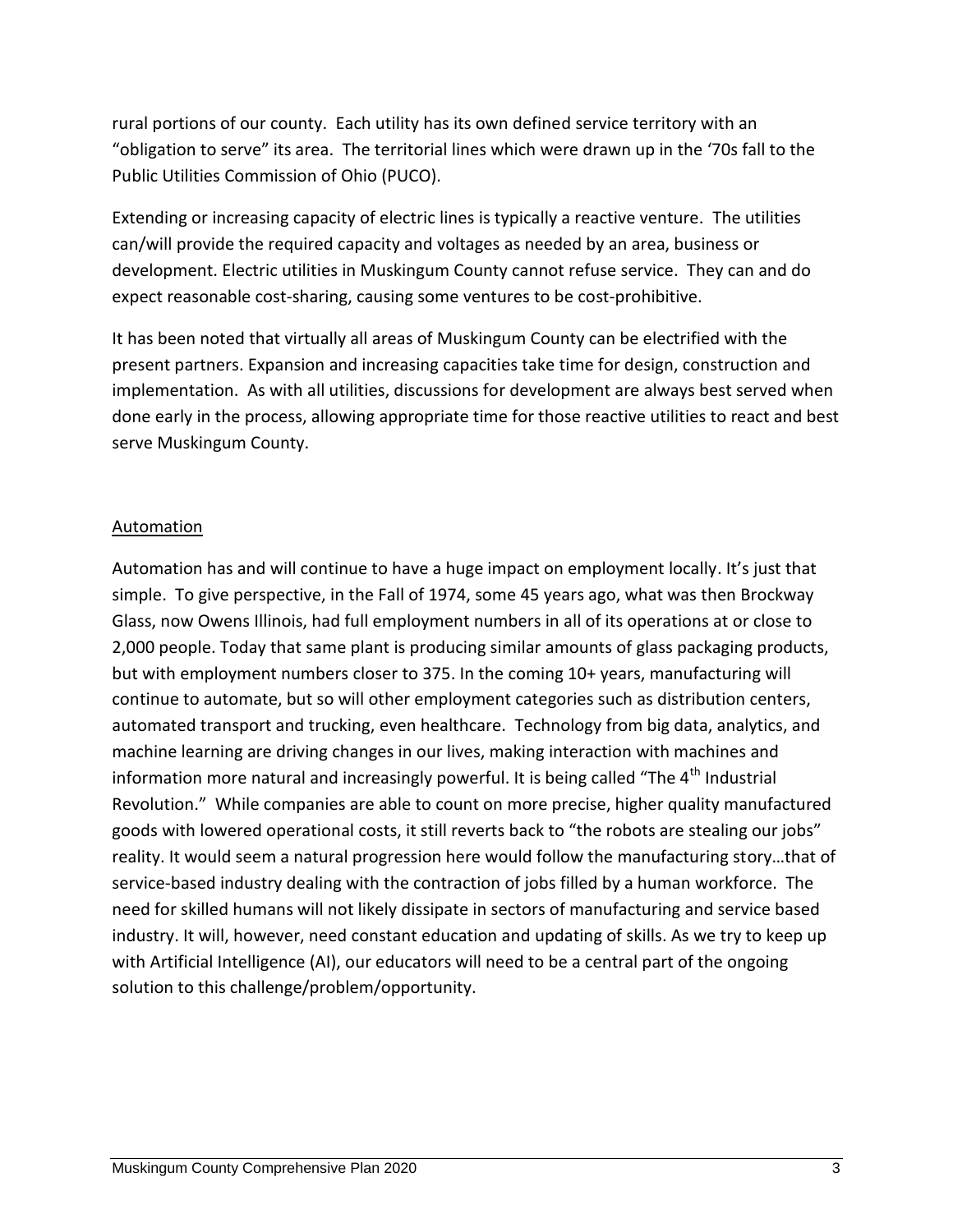rural portions of our county. Each utility has its own defined service territory with an "obligation to serve" its area. The territorial lines which were drawn up in the '70s fall to the Public Utilities Commission of Ohio (PUCO).

Extending or increasing capacity of electric lines is typically a reactive venture. The utilities can/will provide the required capacity and voltages as needed by an area, business or development. Electric utilities in Muskingum County cannot refuse service. They can and do expect reasonable cost-sharing, causing some ventures to be cost-prohibitive.

It has been noted that virtually all areas of Muskingum County can be electrified with the present partners. Expansion and increasing capacities take time for design, construction and implementation. As with all utilities, discussions for development are always best served when done early in the process, allowing appropriate time for those reactive utilities to react and best serve Muskingum County.

## Automation

Automation has and will continue to have a huge impact on employment locally. It's just that simple. To give perspective, in the Fall of 1974, some 45 years ago, what was then Brockway Glass, now Owens Illinois, had full employment numbers in all of its operations at or close to 2,000 people. Today that same plant is producing similar amounts of glass packaging products, but with employment numbers closer to 375. In the coming 10+ years, manufacturing will continue to automate, but so will other employment categories such as distribution centers, automated transport and trucking, even healthcare. Technology from big data, analytics, and machine learning are driving changes in our lives, making interaction with machines and information more natural and increasingly powerful. It is being called "The 4th Industrial Revolution." While companies are able to count on more precise, higher quality manufactured goods with lowered operational costs, it still reverts back to "the robots are stealing our jobs" reality. It would seem a natural progression here would follow the manufacturing story…that of service-based industry dealing with the contraction of jobs filled by a human workforce. The need for skilled humans will not likely dissipate in sectors of manufacturing and service based industry. It will, however, need constant education and updating of skills. As we try to keep up with Artificial Intelligence (AI), our educators will need to be a central part of the ongoing solution to this challenge/problem/opportunity.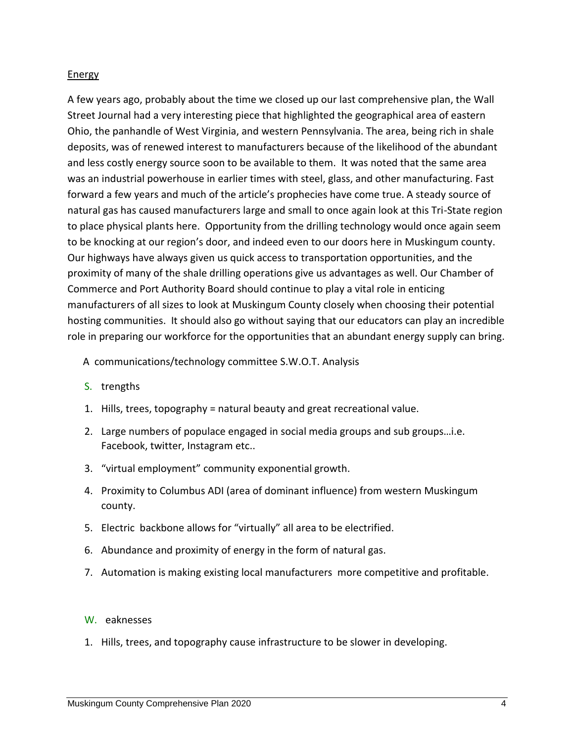<u>Energy</u>

A few years ago, probably about the time we closed up our last comprehensive plan, the Wall Street Journal had a very interesting piece that highlighted the geographical area of eastern Ohio, the panhandle of West Virginia, and western Pennsylvania. The area, being rich in shale deposits, was of renewed interest to manufacturers because of the likelihood of the abundant and less costly energy source soon to be available to them. It was noted that the same area was an industrial powerhouse in earlier times with steel, glass, and other manufacturing. Fast forward a few years and much of the article's prophecies have come true. A steady source of natural gas has caused manufacturers large and small to once again look at this Tri-State region to place physical plants here. Opportunity from the drilling technology would once again seem to be knocking at our region's door, and indeed even to our doors here in Muskingum county. Our highways have always given us quick access to transportation opportunities, and the proximity of many of the shale drilling operations give us advantages as well. Our Chamber of Commerce and Port Authority Board should continue to play a vital role in enticing manufacturers of all sizes to look at Muskingum County closely when choosing their potential hosting communities. It should also go without saying that our educators can play an incredible role in preparing our workforce for the opportunities that an abundant energy supply can bring.

A communications/technology committee S.W.O.T. Analysis

S. trengths

1. Hills, trees, topography = natural beauty and great recreational value.
2. Large numbers of populace engaged in social media groups and sub groups…i.e. Facebook, twitter, Instagram etc..
3. "virtual employment" community exponential growth.
4. Proximity to Columbus ADI (area of dominant influence) from western Muskingum county.
5. Electric backbone allows for "virtually" all area to be electrified.
6. Abundance and proximity of energy in the form of natural gas.
7. Automation is making existing local manufacturers more competitive and profitable.

W. eaknesses

1. Hills, trees, and topography cause infrastructure to be slower in developing.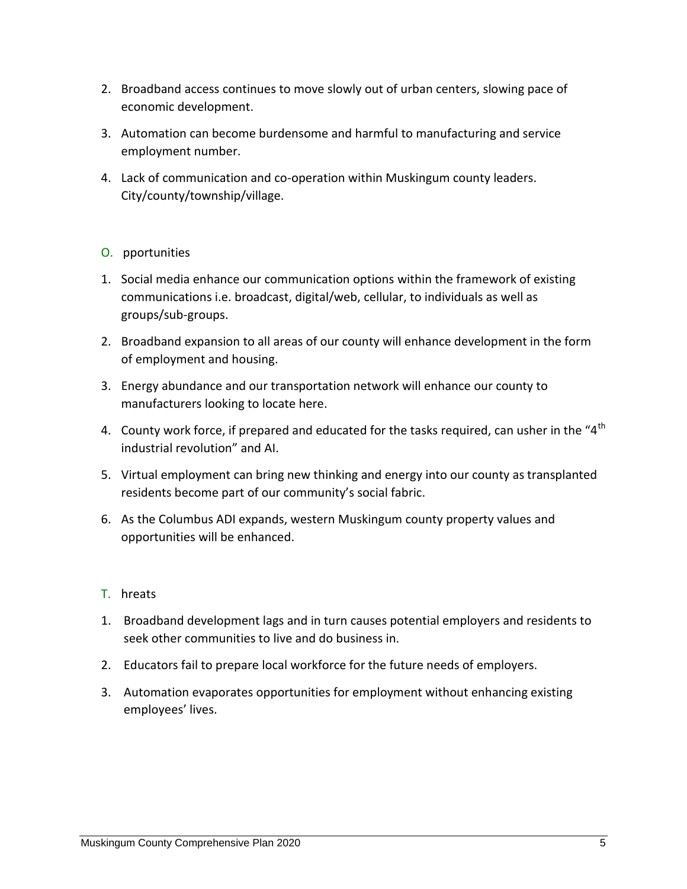2. Broadband access continues to move slowly out of urban centers, slowing pace of economic development.
3. Automation can become burdensome and harmful to manufacturing and service employment number.
4. Lack of communication and co-operation within Muskingum county leaders. City/county/township/village.

O. pportunities

1. Social media enhance our communication options within the framework of existing communications i.e. broadcast, digital/web, cellular, to individuals as well as groups/sub-groups.
2. Broadband expansion to all areas of our county will enhance development in the form of employment and housing.
3. Energy abundance and our transportation network will enhance our county to manufacturers looking to locate here.
4. County work force, if prepared and educated for the tasks required, can usher in the "4th industrial revolution" and AI.
5. Virtual employment can bring new thinking and energy into our county as transplanted residents become part of our community's social fabric.
6. As the Columbus ADI expands, western Muskingum county property values and opportunities will be enhanced.

T. hreats

1. Broadband development lags and in turn causes potential employers and residents to seek other communities to live and do business in.
2. Educators fail to prepare local workforce for the future needs of employers.
3. Automation evaporates opportunities for employment without enhancing existing employees' lives.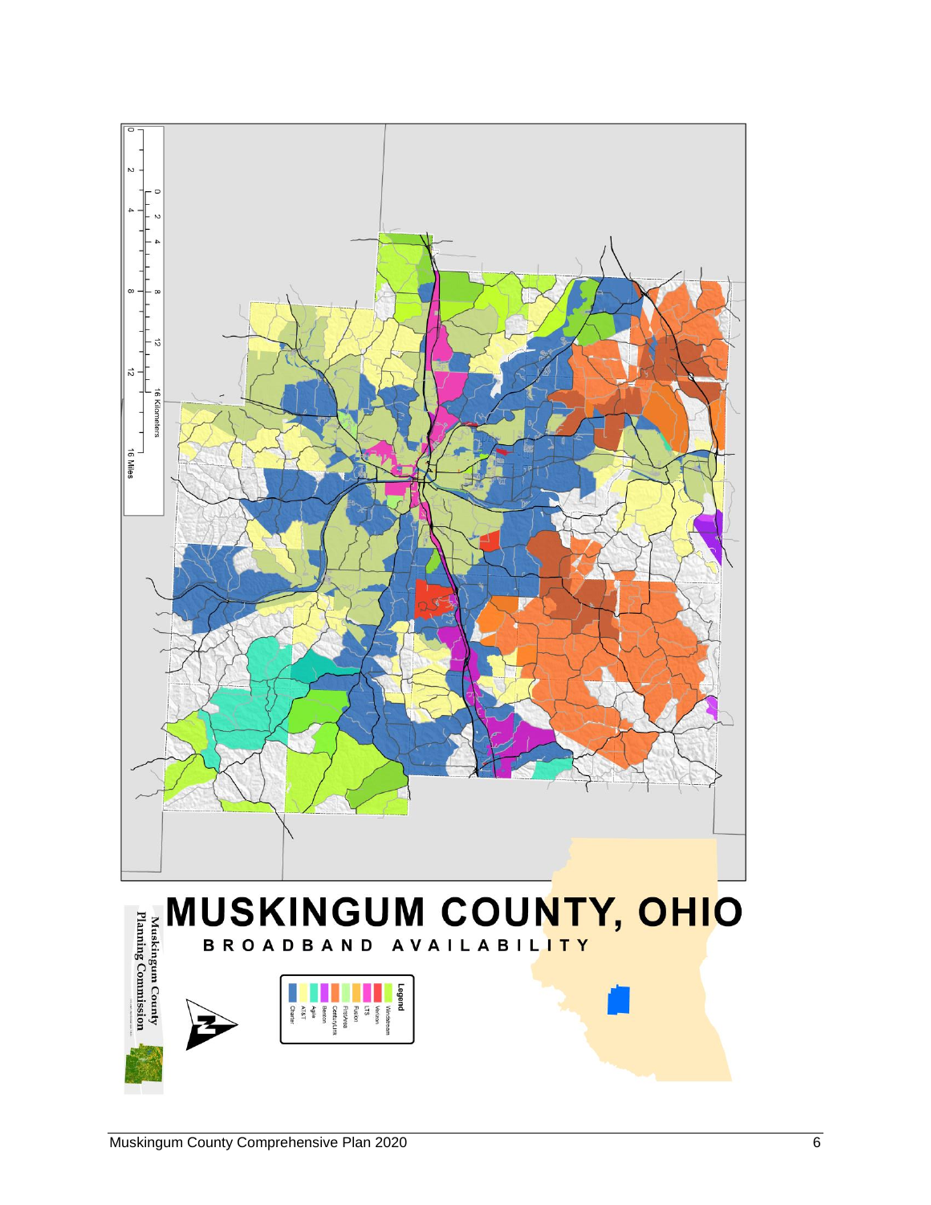0 2 4 8 12 16 Miles

0 2 4 8 12 16 Kilometers

# MUSKINGUM COUNTY, OHIO

## BROADBAND AVAILABILITY

Legend

Windstream

Verizon

LTS

Fusion

FirstArea

CenturyLink

Benton

Agile

AT&T

Charter

Muskingum County Planning Commission